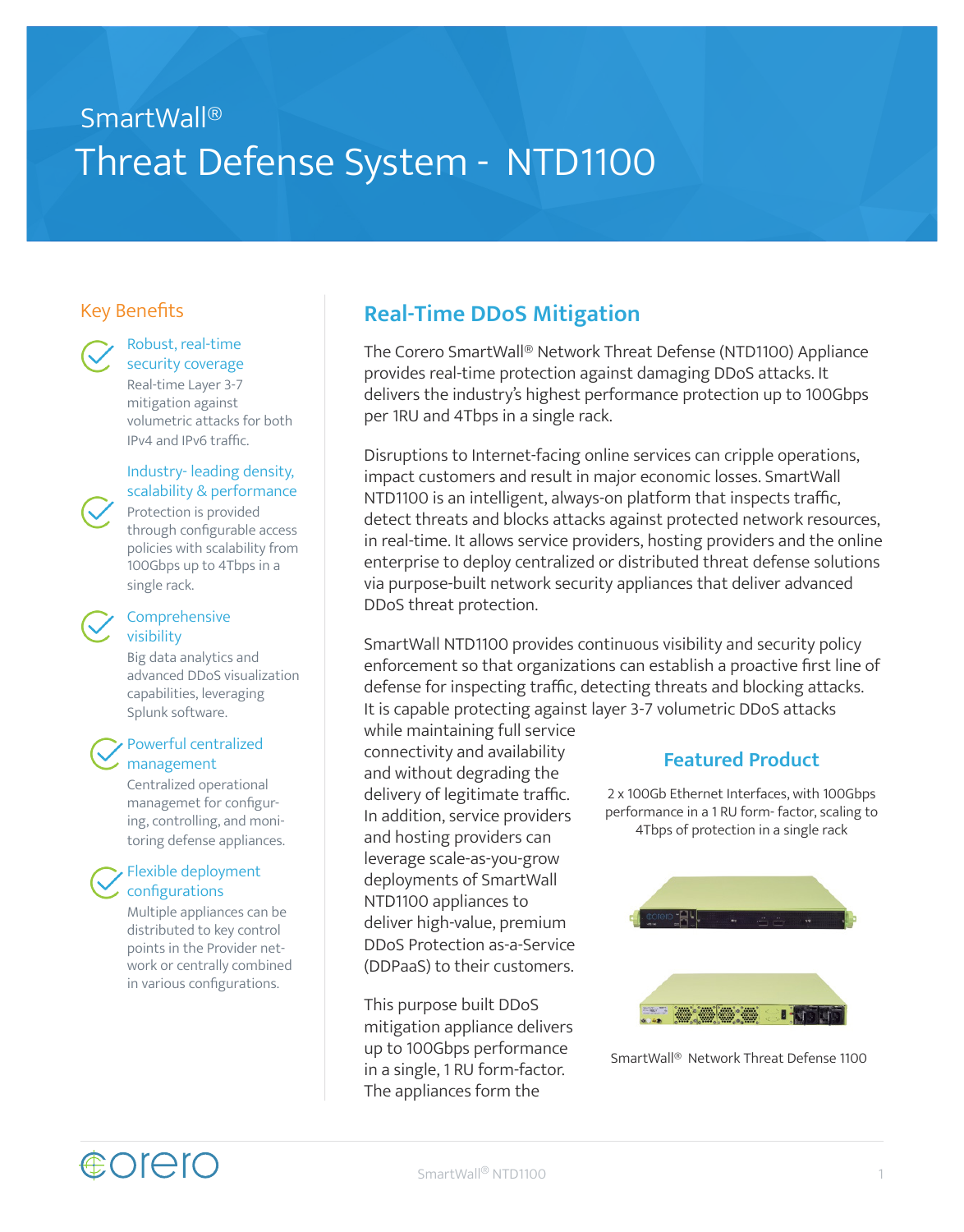SmartWall®

# Threat Defense System - NTD1100

## Key Benefits

**Robust, real-time security coverage**
Real-time Layer 3-7 mitigation against volumetric attacks for both IPv4 and IPv6 traffic.

**Industry- leading density, scalability & performance**
Protection is provided through configurable access policies with scalability from 100Gbps up to 4Tbps in a single rack.

**Comprehensive visibility**
Big data analytics and advanced DDoS visualization capabilities, leveraging Splunk software.

**Powerful centralized management**
Centralized operational managemet for configuring, controlling, and monitoring defense appliances.

**Flexible deployment configurations**
Multiple appliances can be distributed to key control points in the Provider network or centrally combined in various configurations.

## Real-Time DDoS Mitigation

The Corero SmartWall® Network Threat Defense (NTD1100) Appliance provides real-time protection against damaging DDoS attacks. It delivers the industry's highest performance protection up to 100Gbps per 1RU and 4Tbps in a single rack.

Disruptions to Internet-facing online services can cripple operations, impact customers and result in major economic losses. SmartWall NTD1100 is an intelligent, always-on platform that inspects traffic, detect threats and blocks attacks against protected network resources, in real-time. It allows service providers, hosting providers and the online enterprise to deploy centralized or distributed threat defense solutions via purpose-built network security appliances that deliver advanced DDoS threat protection.

SmartWall NTD1100 provides continuous visibility and security policy enforcement so that organizations can establish a proactive first line of defense for inspecting traffic, detecting threats and blocking attacks. It is capable protecting against layer 3-7 volumetric DDoS attacks while maintaining full service connectivity and availability and without degrading the delivery of legitimate traffic. In addition, service providers and hosting providers can leverage scale-as-you-grow deployments of SmartWall NTD1100 appliances to deliver high-value, premium DDoS Protection as-a-Service (DDPaaS) to their customers.

This purpose built DDoS mitigation appliance delivers up to 100Gbps performance in a single, 1 RU form-factor. The appliances form the

### Featured Product

2 x 100Gb Ethernet Interfaces, with 100Gbps performance in a 1 RU form- factor, scaling to 4Tbps of protection in a single rack

SmartWall® Network Threat Defense 1100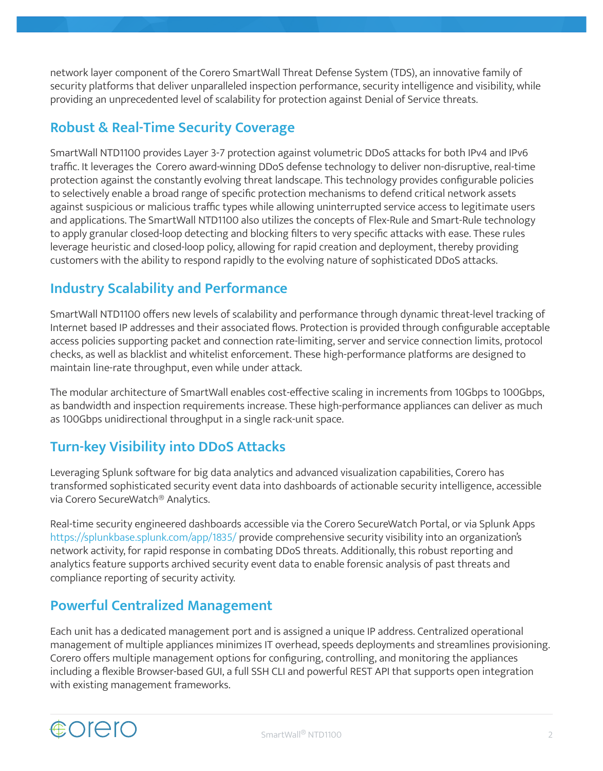network layer component of the Corero SmartWall Threat Defense System (TDS), an innovative family of security platforms that deliver unparalleled inspection performance, security intelligence and visibility, while providing an unprecedented level of scalability for protection against Denial of Service threats.

## Robust & Real-Time Security Coverage

SmartWall NTD1100 provides Layer 3-7 protection against volumetric DDoS attacks for both IPv4 and IPv6 traffic. It leverages the Corero award-winning DDoS defense technology to deliver non-disruptive, real-time protection against the constantly evolving threat landscape. This technology provides configurable policies to selectively enable a broad range of specific protection mechanisms to defend critical network assets against suspicious or malicious traffic types while allowing uninterrupted service access to legitimate users and applications. The SmartWall NTD1100 also utilizes the concepts of Flex-Rule and Smart-Rule technology to apply granular closed-loop detecting and blocking filters to very specific attacks with ease. These rules leverage heuristic and closed-loop policy, allowing for rapid creation and deployment, thereby providing customers with the ability to respond rapidly to the evolving nature of sophisticated DDoS attacks.

## Industry Scalability and Performance

SmartWall NTD1100 offers new levels of scalability and performance through dynamic threat-level tracking of Internet based IP addresses and their associated flows. Protection is provided through configurable acceptable access policies supporting packet and connection rate-limiting, server and service connection limits, protocol checks, as well as blacklist and whitelist enforcement. These high-performance platforms are designed to maintain line-rate throughput, even while under attack.

The modular architecture of SmartWall enables cost-effective scaling in increments from 10Gbps to 100Gbps, as bandwidth and inspection requirements increase. These high-performance appliances can deliver as much as 100Gbps unidirectional throughput in a single rack-unit space.

## Turn-key Visibility into DDoS Attacks

Leveraging Splunk software for big data analytics and advanced visualization capabilities, Corero has transformed sophisticated security event data into dashboards of actionable security intelligence, accessible via Corero SecureWatch® Analytics.

Real-time security engineered dashboards accessible via the Corero SecureWatch Portal, or via Splunk Apps https://splunkbase.splunk.com/app/1835/ provide comprehensive security visibility into an organization's network activity, for rapid response in combating DDoS threats. Additionally, this robust reporting and analytics feature supports archived security event data to enable forensic analysis of past threats and compliance reporting of security activity.

## Powerful Centralized Management

Each unit has a dedicated management port and is assigned a unique IP address. Centralized operational management of multiple appliances minimizes IT overhead, speeds deployments and streamlines provisioning. Corero offers multiple management options for configuring, controlling, and monitoring the appliances including a flexible Browser-based GUI, a full SSH CLI and powerful REST API that supports open integration with existing management frameworks.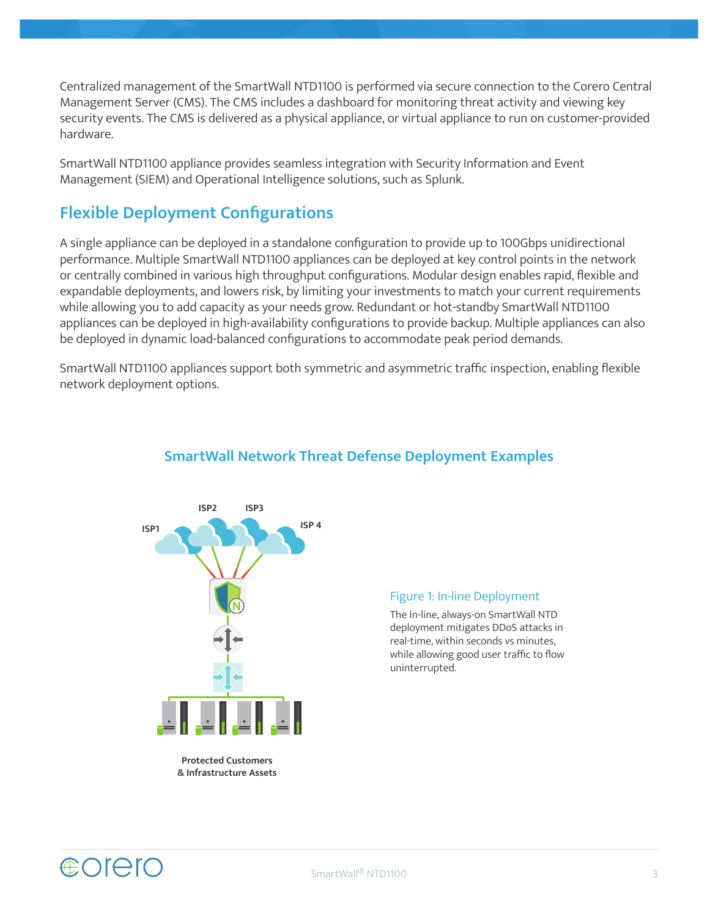Centralized management of the SmartWall NTD1100 is performed via secure connection to the Corero Central Management Server (CMS). The CMS includes a dashboard for monitoring threat activity and viewing key security events. The CMS is delivered as a physical appliance, or virtual appliance to run on customer-provided hardware.

SmartWall NTD1100 appliance provides seamless integration with Security Information and Event Management (SIEM) and Operational Intelligence solutions, such as Splunk.

## Flexible Deployment Configurations

A single appliance can be deployed in a standalone configuration to provide up to 100Gbps unidirectional performance. Multiple SmartWall NTD1100 appliances can be deployed at key control points in the network or centrally combined in various high throughput configurations. Modular design enables rapid, flexible and expandable deployments, and lowers risk, by limiting your investments to match your current requirements while allowing you to add capacity as your needs grow. Redundant or hot-standby SmartWall NTD1100 appliances can be deployed in high-availability configurations to provide backup. Multiple appliances can also be deployed in dynamic load-balanced configurations to accommodate peak period demands.

SmartWall NTD1100 appliances support both symmetric and asymmetric traffic inspection, enabling flexible network deployment options.

### SmartWall Network Threat Defense Deployment Examples

ISP1 ISP2 ISP3 ISP 4

Protected Customers & Infrastructure Assets

Figure 1: In-line Deployment

The In-line, always-on SmartWall NTD deployment mitigates DDoS attacks in real-time, within seconds vs minutes, while allowing good user traffic to flow uninterrupted.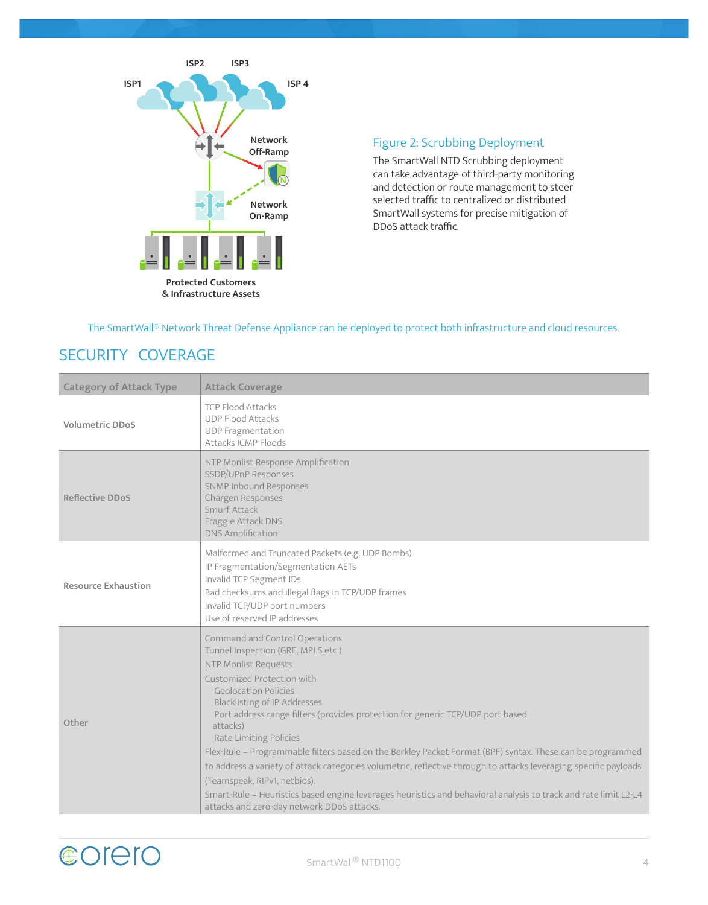ISP1 ISP2 ISP3 ISP 4

Network Off-Ramp

Network On-Ramp

Protected Customers & Infrastructure Assets

### Figure 2: Scrubbing Deployment

The SmartWall NTD Scrubbing deployment can take advantage of third-party monitoring and detection or route management to steer selected traffic to centralized or distributed SmartWall systems for precise mitigation of DDoS attack traffic.

The SmartWall® Network Threat Defense Appliance can be deployed to protect both infrastructure and cloud resources.

## SECURITY COVERAGE

| Category of Attack Type | Attack Coverage |
|---|---|
| **Volumetric DDoS** | TCP Flood Attacks<br>UDP Flood Attacks<br>UDP Fragmentation<br>Attacks ICMP Floods |
| **Reflective DDoS** | NTP Monlist Response Amplification<br>SSDP/UPnP Responses<br>SNMP Inbound Responses<br>Chargen Responses<br>Smurf Attack<br>Fraggle Attack DNS<br>DNS Amplification |
| **Resource Exhaustion** | Malformed and Truncated Packets (e.g. UDP Bombs)<br>IP Fragmentation/Segmentation AETs<br>Invalid TCP Segment IDs<br>Bad checksums and illegal flags in TCP/UDP frames<br>Invalid TCP/UDP port numbers<br>Use of reserved IP addresses |
| **Other** | Command and Control Operations<br>Tunnel Inspection (GRE, MPLS etc.)<br>NTP Monlist Requests<br>Customized Protection with<br>Geolocation Policies<br>Blacklisting of IP Addresses<br>Port address range filters (provides protection for generic TCP/UDP port based attacks)<br>Rate Limiting Policies<br>Flex-Rule – Programmable filters based on the Berkley Packet Format (BPF) syntax. These can be programmed to address a variety of attack categories volumetric, reflective through to attacks leveraging specific payloads (Teamspeak, RIPv1, netbios).<br>Smart-Rule – Heuristics based engine leverages heuristics and behavioral analysis to track and rate limit L2-L4 attacks and zero-day network DDoS attacks. |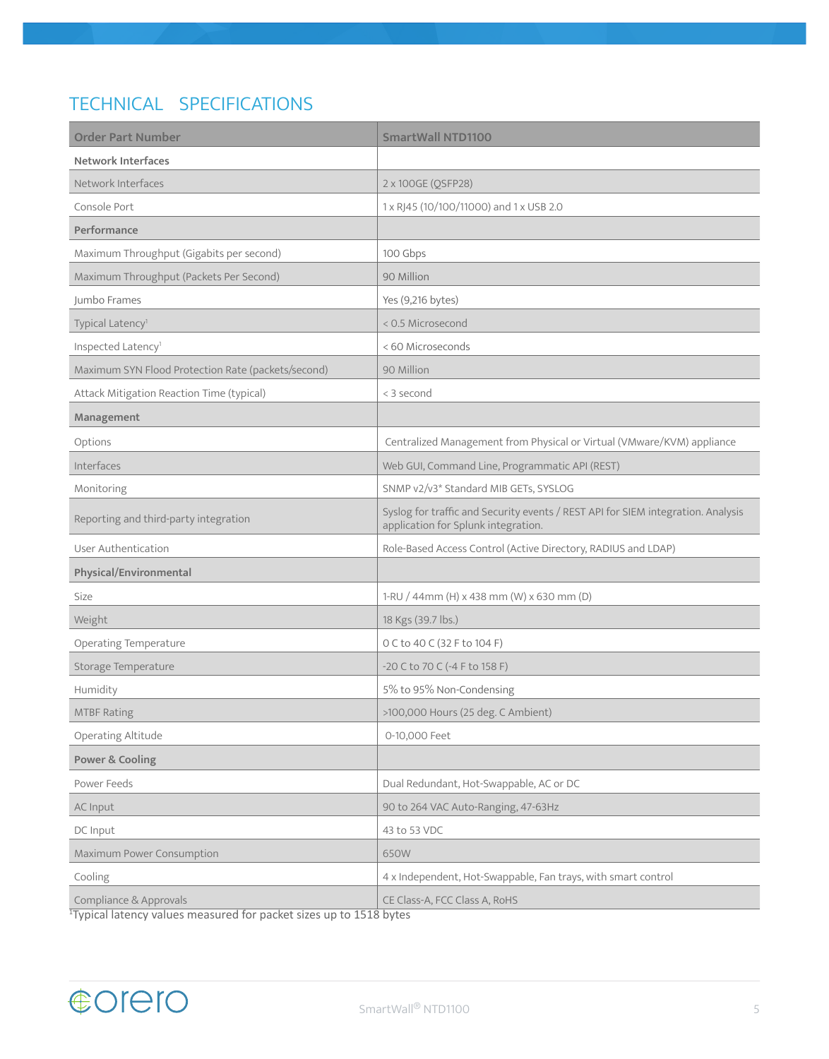## TECHNICAL SPECIFICATIONS

| Order Part Number | SmartWall NTD1100 |
|---|---|
| **Network Interfaces** | |
| Network Interfaces | 2 x 100GE (QSFP28) |
| Console Port | 1 x RJ45 (10/100/11000) and 1 x USB 2.0 |
| **Performance** | |
| Maximum Throughput (Gigabits per second) | 100 Gbps |
| Maximum Throughput (Packets Per Second) | 90 Million |
| Jumbo Frames | Yes (9,216 bytes) |
| Typical Latency[1] | < 0.5 Microsecond |
| Inspected Latency[1] | < 60 Microseconds |
| Maximum SYN Flood Protection Rate (packets/second) | 90 Million |
| Attack Mitigation Reaction Time (typical) | < 3 second |
| **Management** | |
| Options | Centralized Management from Physical or Virtual (VMware/KVM) appliance |
| Interfaces | Web GUI, Command Line, Programmatic API (REST) |
| Monitoring | SNMP v2/v3* Standard MIB GETs, SYSLOG |
| Reporting and third-party integration | Syslog for traffic and Security events / REST API for SIEM integration. Analysis application for Splunk integration. |
| User Authentication | Role-Based Access Control (Active Directory, RADIUS and LDAP) |
| **Physical/Environmental** | |
| Size | 1-RU / 44mm (H) x 438 mm (W) x 630 mm (D) |
| Weight | 18 Kgs (39.7 lbs.) |
| Operating Temperature | 0 C to 40 C (32 F to 104 F) |
| Storage Temperature | -20 C to 70 C (-4 F to 158 F) |
| Humidity | 5% to 95% Non-Condensing |
| MTBF Rating | >100,000 Hours (25 deg. C Ambient) |
| Operating Altitude | 0-10,000 Feet |
| **Power & Cooling** | |
| Power Feeds | Dual Redundant, Hot-Swappable, AC or DC |
| AC Input | 90 to 264 VAC Auto-Ranging, 47-63Hz |
| DC Input | 43 to 53 VDC |
| Maximum Power Consumption | 650W |
| Cooling | 4 x Independent, Hot-Swappable, Fan trays, with smart control |
| Compliance & Approvals | CE Class-A, FCC Class A, RoHS |

[1]Typical latency values measured for packet sizes up to 1518 bytes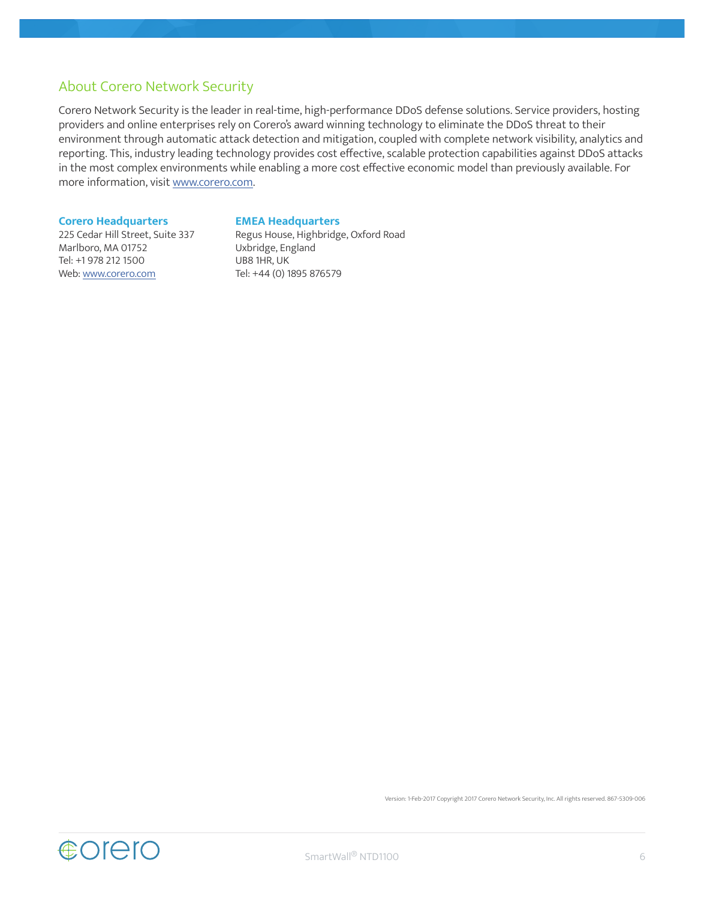## About Corero Network Security

Corero Network Security is the leader in real-time, high-performance DDoS defense solutions. Service providers, hosting providers and online enterprises rely on Corero's award winning technology to eliminate the DDoS threat to their environment through automatic attack detection and mitigation, coupled with complete network visibility, analytics and reporting. This, industry leading technology provides cost effective, scalable protection capabilities against DDoS attacks in the most complex environments while enabling a more cost effective economic model than previously available. For more information, visit www.corero.com.

**Corero Headquarters**
225 Cedar Hill Street, Suite 337
Marlboro, MA 01752
Tel: +1 978 212 1500
Web: www.corero.com

**EMEA Headquarters**
Regus House, Highbridge, Oxford Road
Uxbridge, England
UB8 1HR, UK
Tel: +44 (0) 1895 876579

Version: 1-Feb-2017 Copyright 2017 Corero Network Security, Inc. All rights reserved. 867-5309-006